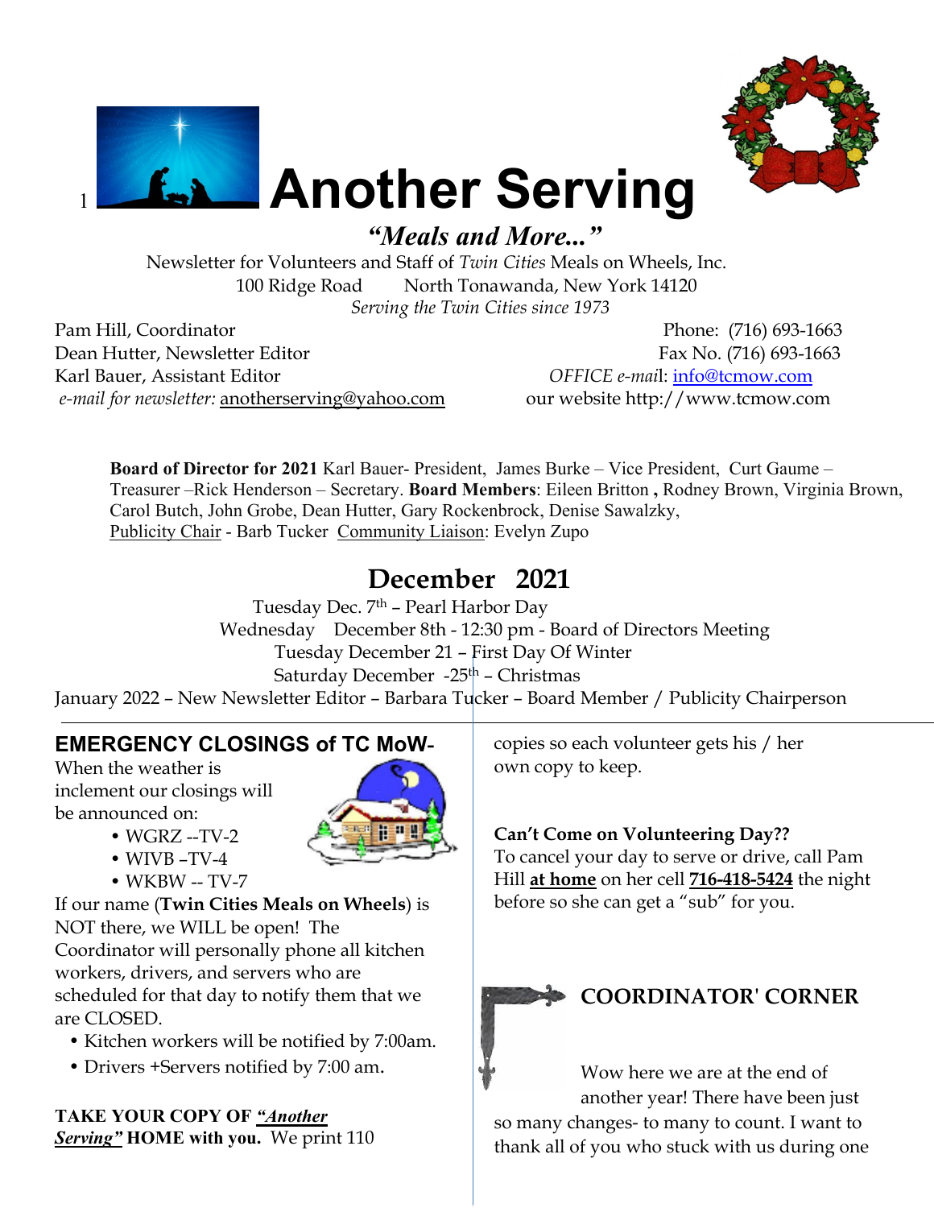# Another Serving

***"Meals and More..."***

Newsletter for Volunteers and Staff of *Twin Cities* Meals on Wheels, Inc.
100 Ridge Road North Tonawanda, New York 14120
*Serving the Twin Cities since 1973*

Pam Hill, Coordinator
Dean Hutter, Newsletter Editor
Karl Bauer, Assistant Editor
*e-mail for newsletter:* anotherserving@yahoo.com

Phone: (716) 693-1663
Fax No. (716) 693-1663
*OFFICE e-mail*: info@tcmow.com
our website http://www.tcmow.com

**Board of Director for 2021** Karl Bauer- President, James Burke – Vice President, Curt Gaume – Treasurer –Rick Henderson – Secretary. **Board Members**: Eileen Britton **,** Rodney Brown, Virginia Brown, Carol Butch, John Grobe, Dean Hutter, Gary Rockenbrock, Denise Sawalzky, Publicity Chair - Barb Tucker Community Liaison: Evelyn Zupo

## December 2021

Tuesday Dec. 7th – Pearl Harbor Day
Wednesday December 8th - 12:30 pm - Board of Directors Meeting
Tuesday December 21 – First Day Of Winter
Saturday December -25th – Christmas
January 2022 – New Newsletter Editor – Barbara Tucker – Board Member / Publicity Chairperson

### EMERGENCY CLOSINGS of TC MoW-

When the weather is inclement our closings will be announced on:

- WGRZ --TV-2
- WIVB –TV-4
- WKBW -- TV-7

If our name (**Twin Cities Meals on Wheels**) is NOT there, we WILL be open! The Coordinator will personally phone all kitchen workers, drivers, and servers who are scheduled for that day to notify them that we are CLOSED.

- Kitchen workers will be notified by 7:00am.
- Drivers +Servers notified by 7:00 am.

**TAKE YOUR COPY OF *"Another Serving"* HOME with you.** We print 110 copies so each volunteer gets his / her own copy to keep.

**Can't Come on Volunteering Day??**
To cancel your day to serve or drive, call Pam Hill **at home** on her cell **716-418-5424** the night before so she can get a "sub" for you.

### COORDINATOR' CORNER

Wow here we are at the end of another year! There have been just so many changes- to many to count. I want to thank all of you who stuck with us during one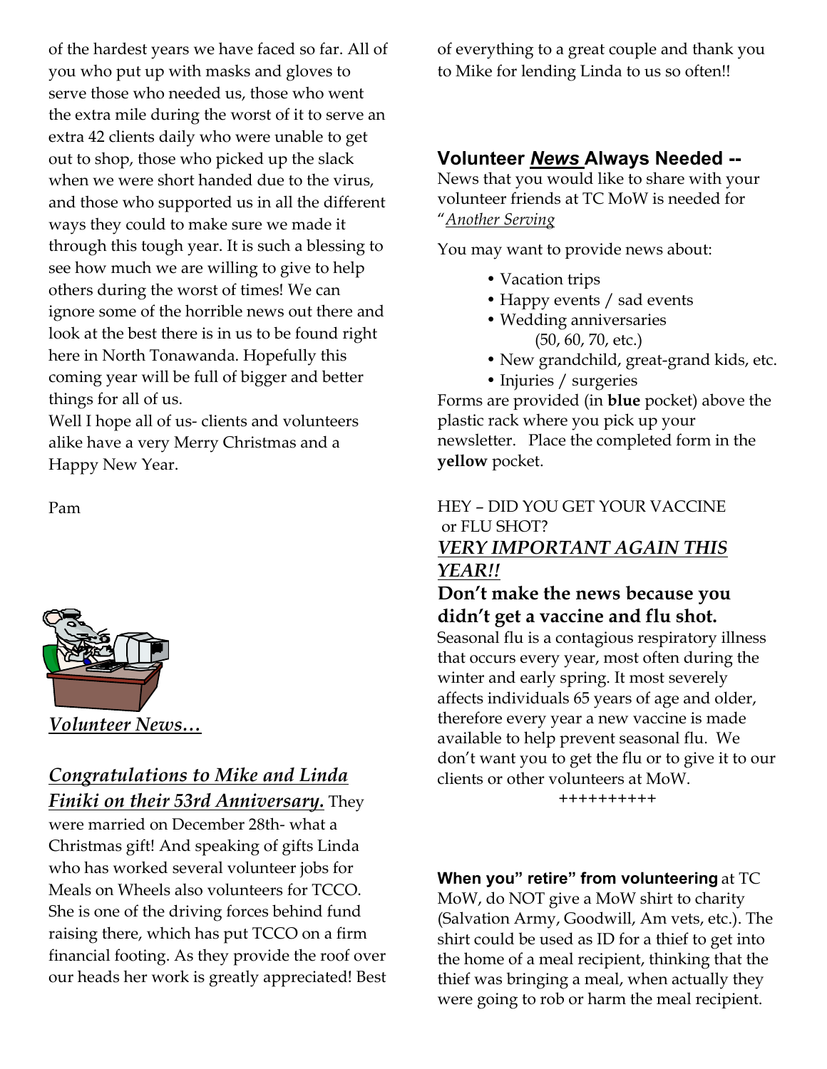of the hardest years we have faced so far. All of you who put up with masks and gloves to serve those who needed us, those who went the extra mile during the worst of it to serve an extra 42 clients daily who were unable to get out to shop, those who picked up the slack when we were short handed due to the virus, and those who supported us in all the different ways they could to make sure we made it through this tough year. It is such a blessing to see how much we are willing to give to help others during the worst of times! We can ignore some of the horrible news out there and look at the best there is in us to be found right here in North Tonawanda. Hopefully this coming year will be full of bigger and better things for all of us.

Well I hope all of us- clients and volunteers alike have a very Merry Christmas and a Happy New Year.

Pam

***Volunteer News…***

***Congratulations to Mike and Linda Finiki on their 53rd Anniversary.*** They were married on December 28th- what a Christmas gift! And speaking of gifts Linda who has worked several volunteer jobs for Meals on Wheels also volunteers for TCCO. She is one of the driving forces behind fund raising there, which has put TCCO on a firm financial footing. As they provide the roof over our heads her work is greatly appreciated! Best of everything to a great couple and thank you to Mike for lending Linda to us so often!!

## Volunteer *News* Always Needed --

News that you would like to share with your volunteer friends at TC MoW is needed for "*Another Serving*

You may want to provide news about:

- Vacation trips
- Happy events / sad events
- Wedding anniversaries (50, 60, 70, etc.)
- New grandchild, great-grand kids, etc.
- Injuries / surgeries

Forms are provided (in **blue** pocket) above the plastic rack where you pick up your newsletter. Place the completed form in the **yellow** pocket.

HEY – DID YOU GET YOUR VACCINE or FLU SHOT?

***VERY IMPORTANT AGAIN THIS YEAR!!***

**Don't make the news because you didn't get a vaccine and flu shot.**

Seasonal flu is a contagious respiratory illness that occurs every year, most often during the winter and early spring. It most severely affects individuals 65 years of age and older, therefore every year a new vaccine is made available to help prevent seasonal flu. We don't want you to get the flu or to give it to our clients or other volunteers at MoW.

++++++++++

**When you" retire" from volunteering** at TC MoW, do NOT give a MoW shirt to charity (Salvation Army, Goodwill, Am vets, etc.). The shirt could be used as ID for a thief to get into the home of a meal recipient, thinking that the thief was bringing a meal, when actually they were going to rob or harm the meal recipient.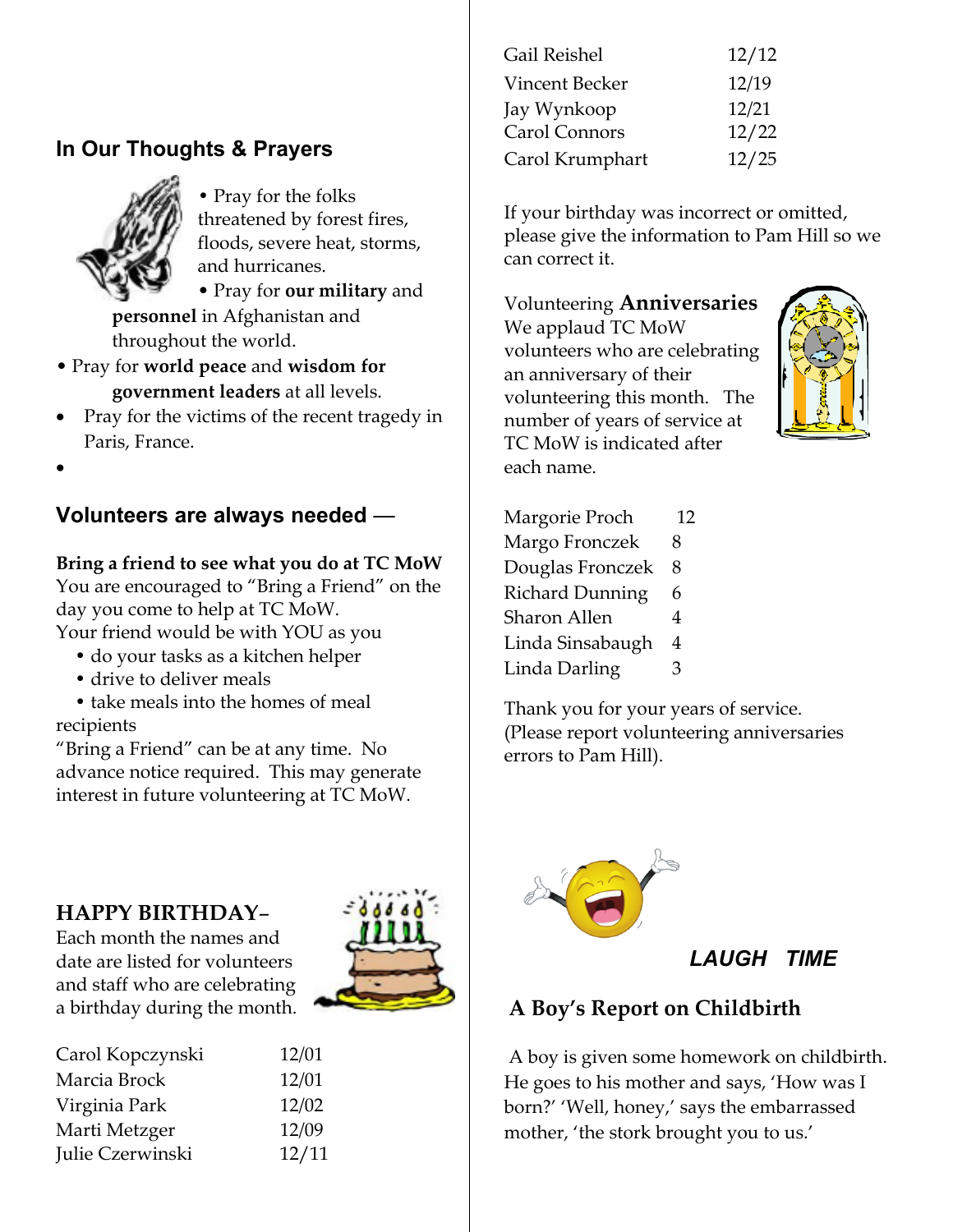## In Our Thoughts & Prayers

- Pray for the folks threatened by forest fires, floods, severe heat, storms, and hurricanes.
- Pray for **our military** and **personnel** in Afghanistan and throughout the world.
- Pray for **world peace** and **wisdom for government leaders** at all levels.
- Pray for the victims of the recent tragedy in Paris, France.

## Volunteers are always needed —

**Bring a friend to see what you do at TC MoW**
You are encouraged to "Bring a Friend" on the day you come to help at TC MoW.
Your friend would be with YOU as you

- do your tasks as a kitchen helper
- drive to deliver meals
- take meals into the homes of meal recipients

"Bring a Friend" can be at any time. No advance notice required. This may generate interest in future volunteering at TC MoW.

## HAPPY BIRTHDAY–

Each month the names and date are listed for volunteers and staff who are celebrating a birthday during the month.

| | |
|---|---|
| Carol Kopczynski | 12/01 |
| Marcia Brock | 12/01 |
| Virginia Park | 12/02 |
| Marti Metzger | 12/09 |
| Julie Czerwinski | 12/11 |
| Gail Reishel | 12/12 |
| Vincent Becker | 12/19 |
| Jay Wynkoop | 12/21 |
| Carol Connors | 12/22 |
| Carol Krumphart | 12/25 |

If your birthday was incorrect or omitted, please give the information to Pam Hill so we can correct it.

## Volunteering **Anniversaries**

We applaud TC MoW volunteers who are celebrating an anniversary of their volunteering this month. The number of years of service at TC MoW is indicated after each name.

| | |
|---|---|
| Margorie Proch | 12 |
| Margo Fronczek | 8 |
| Douglas Fronczek | 8 |
| Richard Dunning | 6 |
| Sharon Allen | 4 |
| Linda Sinsabaugh | 4 |
| Linda Darling | 3 |

Thank you for your years of service. (Please report volunteering anniversaries errors to Pam Hill).

***LAUGH TIME***

### A Boy's Report on Childbirth

A boy is given some homework on childbirth. He goes to his mother and says, 'How was I born?' 'Well, honey,' says the embarrassed mother, 'the stork brought you to us.'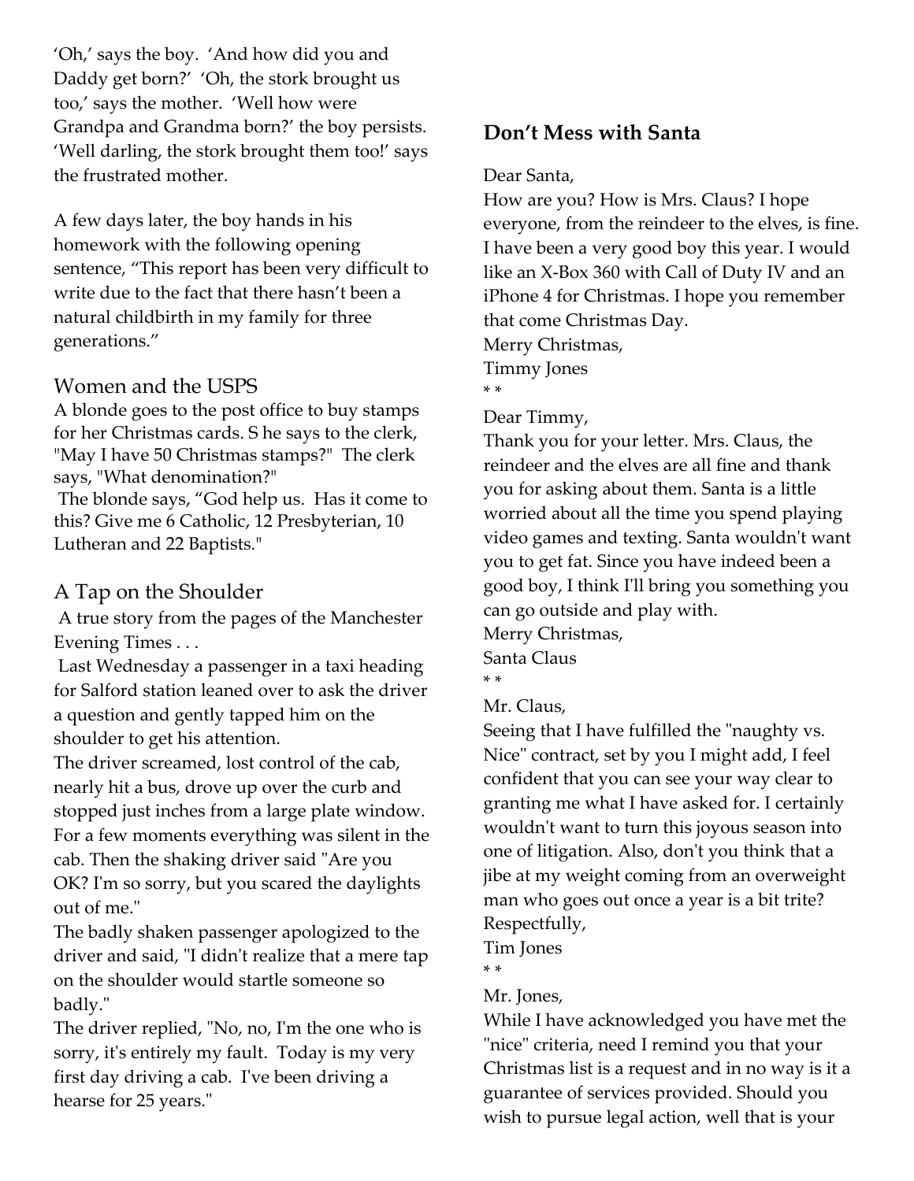'Oh,' says the boy. 'And how did you and Daddy get born?' 'Oh, the stork brought us too,' says the mother. 'Well how were Grandpa and Grandma born?' the boy persists. 'Well darling, the stork brought them too!' says the frustrated mother.

A few days later, the boy hands in his homework with the following opening sentence, "This report has been very difficult to write due to the fact that there hasn't been a natural childbirth in my family for three generations."

## Women and the USPS

A blonde goes to the post office to buy stamps for her Christmas cards. S he says to the clerk, "May I have 50 Christmas stamps?" The clerk says, "What denomination?"

The blonde says, "God help us. Has it come to this? Give me 6 Catholic, 12 Presbyterian, 10 Lutheran and 22 Baptists."

## A Tap on the Shoulder

A true story from the pages of the Manchester Evening Times . . .

Last Wednesday a passenger in a taxi heading for Salford station leaned over to ask the driver a question and gently tapped him on the shoulder to get his attention.

The driver screamed, lost control of the cab, nearly hit a bus, drove up over the curb and stopped just inches from a large plate window. For a few moments everything was silent in the cab. Then the shaking driver said "Are you OK? I'm so sorry, but you scared the daylights out of me."

The badly shaken passenger apologized to the driver and said, "I didn't realize that a mere tap on the shoulder would startle someone so badly."

The driver replied, "No, no, I'm the one who is sorry, it's entirely my fault. Today is my very first day driving a cab. I've been driving a hearse for 25 years."

## **Don't Mess with Santa**

Dear Santa,
How are you? How is Mrs. Claus? I hope everyone, from the reindeer to the elves, is fine. I have been a very good boy this year. I would like an X-Box 360 with Call of Duty IV and an iPhone 4 for Christmas. I hope you remember that come Christmas Day.
Merry Christmas,
Timmy Jones

* *

Dear Timmy,
Thank you for your letter. Mrs. Claus, the reindeer and the elves are all fine and thank you for asking about them. Santa is a little worried about all the time you spend playing video games and texting. Santa wouldn't want you to get fat. Since you have indeed been a good boy, I think I'll bring you something you can go outside and play with.
Merry Christmas,
Santa Claus

* *

Mr. Claus,
Seeing that I have fulfilled the "naughty vs. Nice" contract, set by you I might add, I feel confident that you can see your way clear to granting me what I have asked for. I certainly wouldn't want to turn this joyous season into one of litigation. Also, don't you think that a jibe at my weight coming from an overweight man who goes out once a year is a bit trite?
Respectfully,
Tim Jones

* *

Mr. Jones,
While I have acknowledged you have met the "nice" criteria, need I remind you that your Christmas list is a request and in no way is it a guarantee of services provided. Should you wish to pursue legal action, well that is your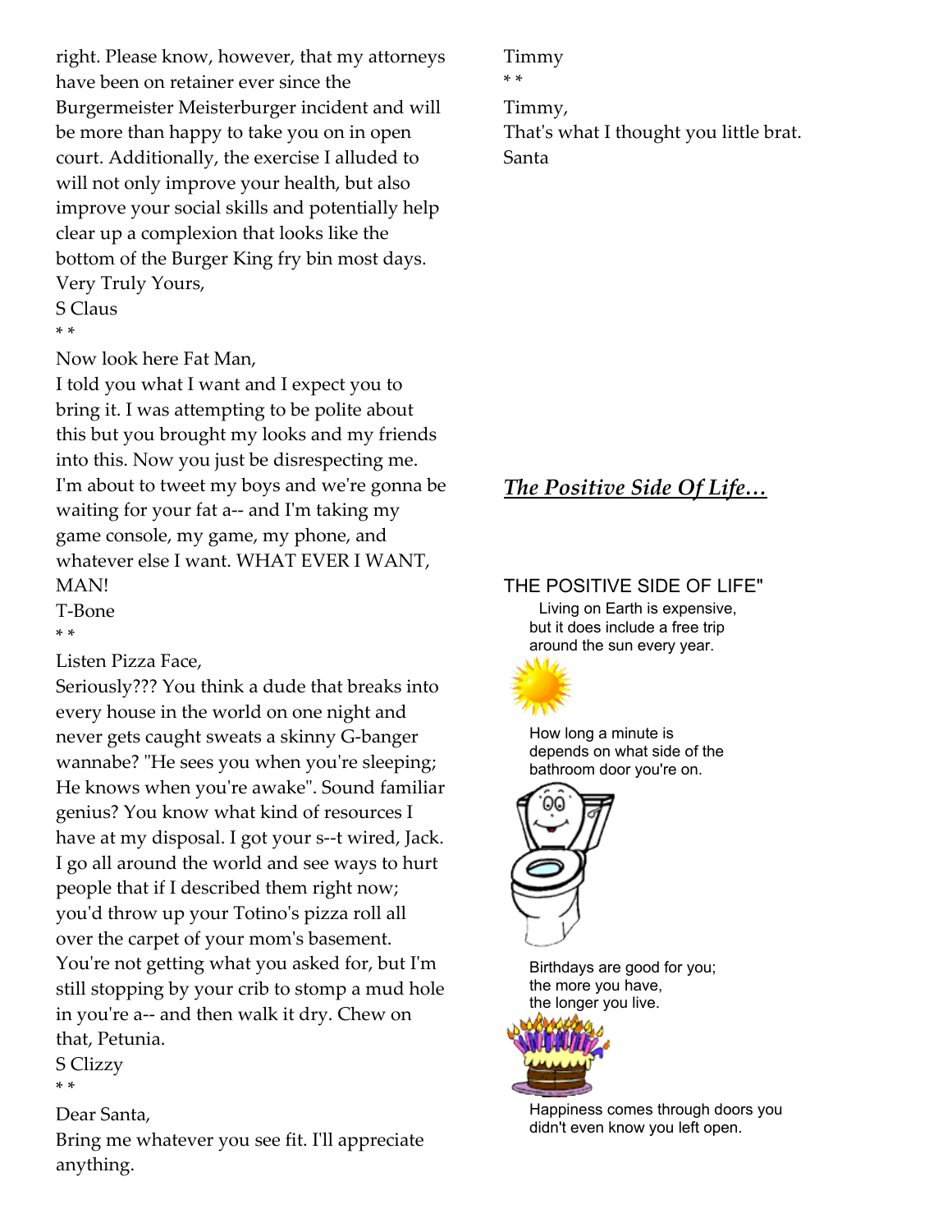right. Please know, however, that my attorneys have been on retainer ever since the Burgermeister Meisterburger incident and will be more than happy to take you on in open court. Additionally, the exercise I alluded to will not only improve your health, but also improve your social skills and potentially help clear up a complexion that looks like the bottom of the Burger King fry bin most days.
Very Truly Yours,
S Claus

* *

Now look here Fat Man,
I told you what I want and I expect you to bring it. I was attempting to be polite about this but you brought my looks and my friends into this. Now you just be disrespecting me. I'm about to tweet my boys and we're gonna be waiting for your fat a-- and I'm taking my game console, my game, my phone, and whatever else I want. WHAT EVER I WANT, MAN!
T-Bone

* *

Listen Pizza Face,
Seriously??? You think a dude that breaks into every house in the world on one night and never gets caught sweats a skinny G-banger wannabe? "He sees you when you're sleeping; He knows when you're awake". Sound familiar genius? You know what kind of resources I have at my disposal. I got your s--t wired, Jack. I go all around the world and see ways to hurt people that if I described them right now; you'd throw up your Totino's pizza roll all over the carpet of your mom's basement. You're not getting what you asked for, but I'm still stopping by your crib to stomp a mud hole in you're a-- and then walk it dry. Chew on that, Petunia.
S Clizzy

* *

Dear Santa,
Bring me whatever you see fit. I'll appreciate anything.
Timmy

* *

Timmy,
That's what I thought you little brat.
Santa

## ***The Positive Side Of Life…***

THE POSITIVE SIDE OF LIFE"

Living on Earth is expensive, but it does include a free trip around the sun every year.

How long a minute is depends on what side of the bathroom door you're on.

Birthdays are good for you; the more you have, the longer you live.

Happiness comes through doors you didn't even know you left open.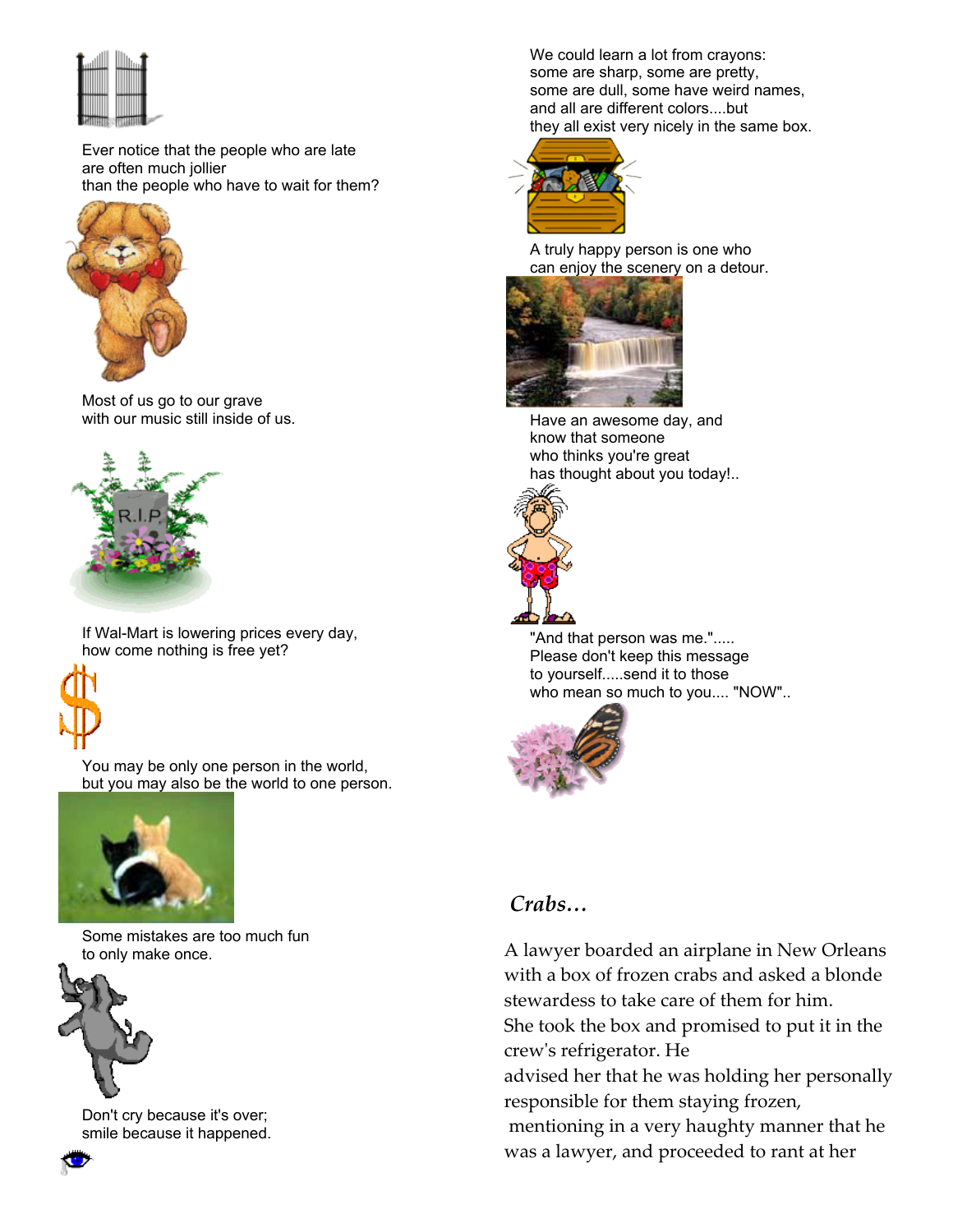Ever notice that the people who are late
are often much jollier
than the people who have to wait for them?

Most of us go to our grave
with our music still inside of us.

If Wal-Mart is lowering prices every day,
how come nothing is free yet?

You may be only one person in the world,
but you may also be the world to one person.

Some mistakes are too much fun
to only make once.

Don't cry because it's over;
smile because it happened.

We could learn a lot from crayons:
some are sharp, some are pretty,
some are dull, some have weird names,
and all are different colors....but
they all exist very nicely in the same box.

A truly happy person is one who
can enjoy the scenery on a detour.

Have an awesome day, and
know that someone
who thinks you're great
has thought about you today!..

"And that person was me.".....
Please don't keep this message
to yourself.....send it to those
who mean so much to you.... "NOW"..

## *Crabs…*

A lawyer boarded an airplane in New Orleans with a box of frozen crabs and asked a blonde stewardess to take care of them for him.
She took the box and promised to put it in the crew's refrigerator. He
advised her that he was holding her personally responsible for them staying frozen,
mentioning in a very haughty manner that he was a lawyer, and proceeded to rant at her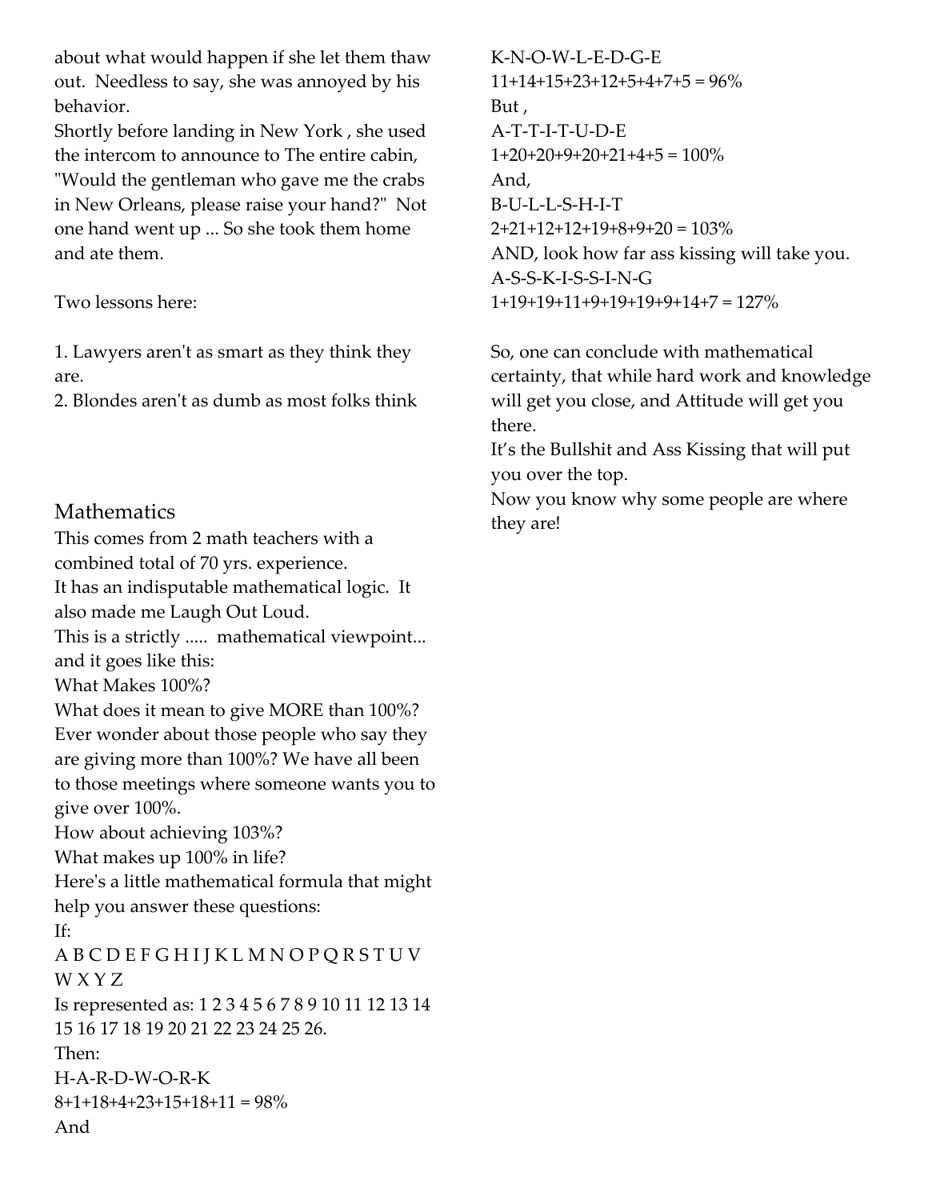about what would happen if she let them thaw out. Needless to say, she was annoyed by his behavior.
Shortly before landing in New York , she used the intercom to announce to The entire cabin, "Would the gentleman who gave me the crabs in New Orleans, please raise your hand?" Not one hand went up ... So she took them home and ate them.

Two lessons here:

1. Lawyers aren't as smart as they think they are.
2. Blondes aren't as dumb as most folks think

## Mathematics

This comes from 2 math teachers with a combined total of 70 yrs. experience.
It has an indisputable mathematical logic. It also made me Laugh Out Loud.
This is a strictly ..... mathematical viewpoint... and it goes like this:
What Makes 100%?
What does it mean to give MORE than 100%?
Ever wonder about those people who say they are giving more than 100%? We have all been to those meetings where someone wants you to give over 100%.
How about achieving 103%?
What makes up 100% in life?
Here's a little mathematical formula that might help you answer these questions:
If:
A B C D E F G H I J K L M N O P Q R S T U V W X Y Z
Is represented as: 1 2 3 4 5 6 7 8 9 10 11 12 13 14 15 16 17 18 19 20 21 22 23 24 25 26.
Then:
H-A-R-D-W-O-R-K
8+1+18+4+23+15+18+11 = 98%
And
K-N-O-W-L-E-D-G-E
11+14+15+23+12+5+4+7+5 = 96%
But ,
A-T-T-I-T-U-D-E
1+20+20+9+20+21+4+5 = 100%
And,
B-U-L-L-S-H-I-T
2+21+12+12+19+8+9+20 = 103%
AND, look how far ass kissing will take you.
A-S-S-K-I-S-S-I-N-G
1+19+19+11+9+19+19+9+14+7 = 127%

So, one can conclude with mathematical certainty, that while hard work and knowledge will get you close, and Attitude will get you there.
It's the Bullshit and Ass Kissing that will put you over the top.
Now you know why some people are where they are!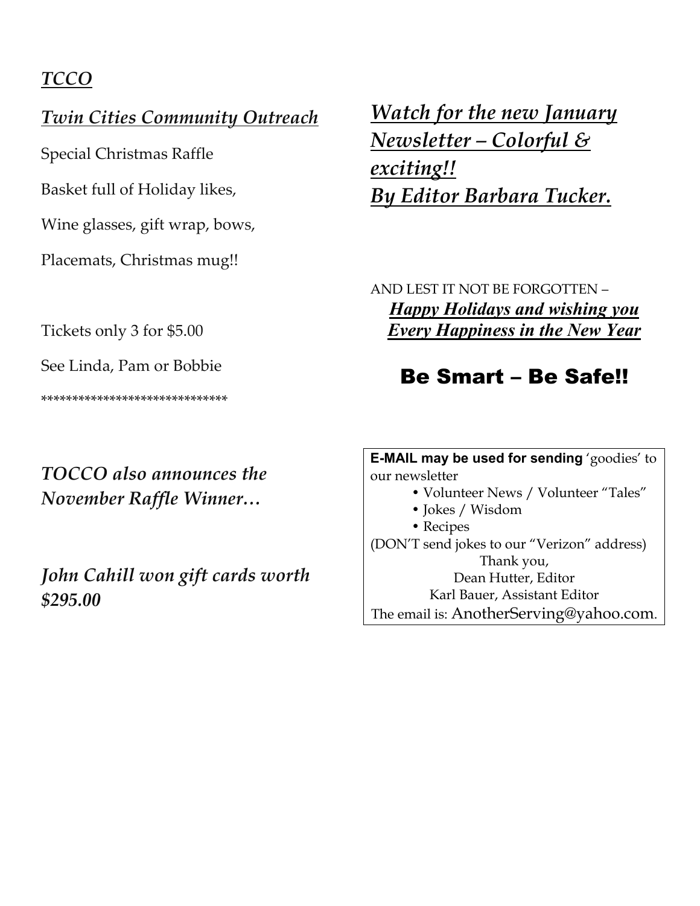***TCCO***

***Twin Cities Community Outreach***

Special Christmas Raffle

Basket full of Holiday likes,

Wine glasses, gift wrap, bows,

Placemats, Christmas mug!!

Tickets only 3 for $5.00

See Linda, Pam or Bobbie

******************************

*TOCCO also announces the November Raffle Winner…*

*John Cahill won gift cards worth $295.00*

***Watch for the new January Newsletter – Colorful & exciting!!***
***By Editor Barbara Tucker.***

AND LEST IT NOT BE FORGOTTEN –
***Happy Holidays and wishing you Every Happiness in the New Year***

## Be Smart – Be Safe!!

**E-MAIL may be used for sending** 'goodies' to our newsletter

- Volunteer News / Volunteer "Tales"
- Jokes / Wisdom
- Recipes

(DON'T send jokes to our "Verizon" address)

Thank you,
Dean Hutter, Editor
Karl Bauer, Assistant Editor
The email is: AnotherServing@yahoo.com.